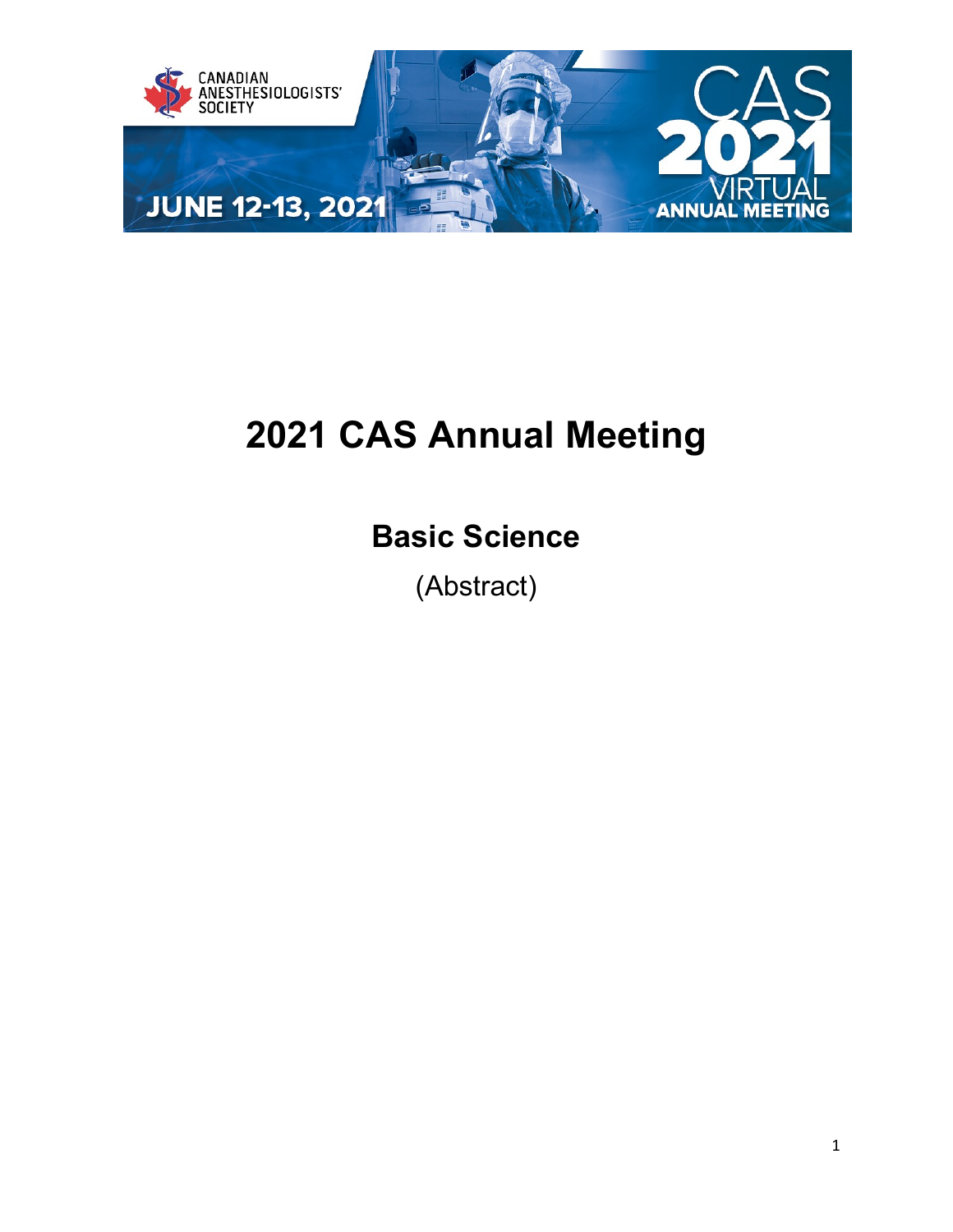# 2021 CAS Annual Meeting

## Basic Science

(Abstract)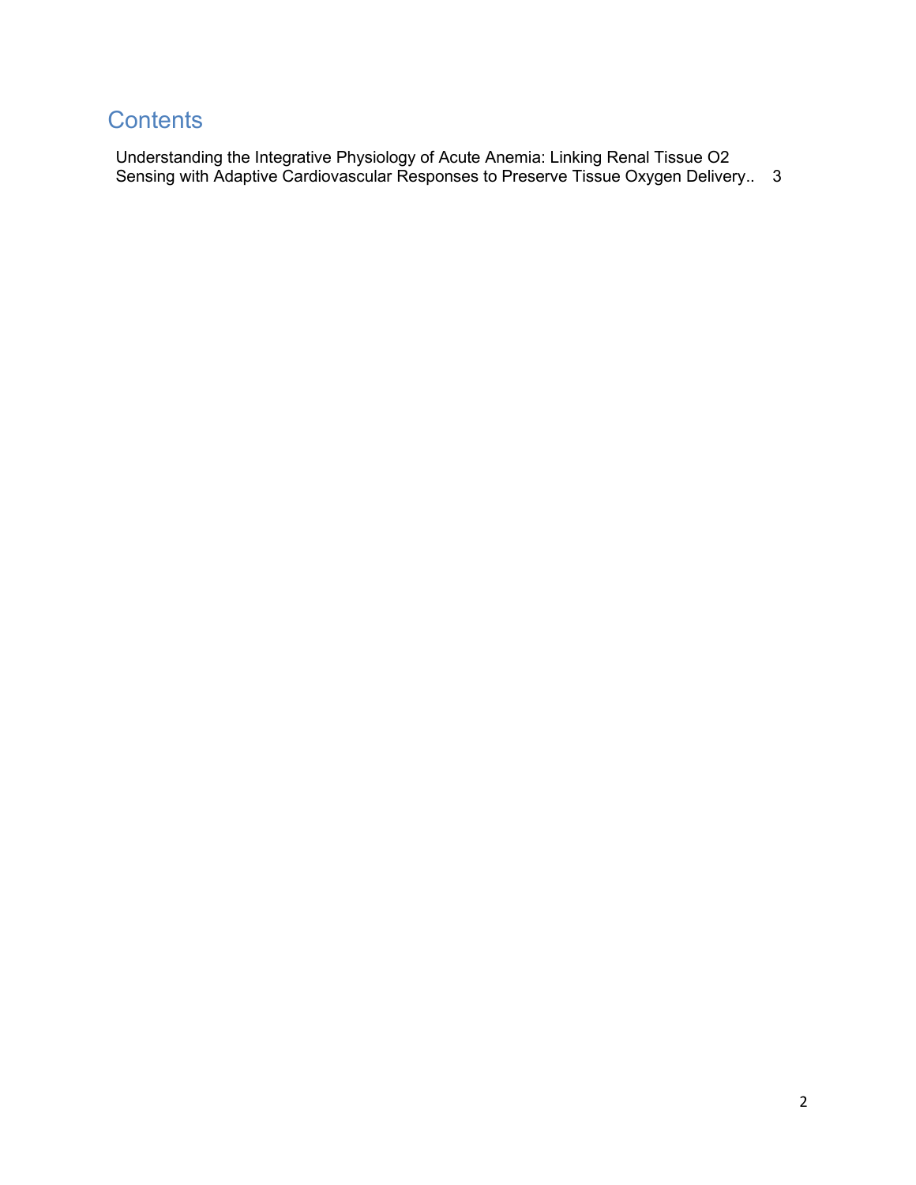# Contents

Understanding the Integrative Physiology of Acute Anemia: Linking Renal Tissue O2 Sensing with Adaptive Cardiovascular Responses to Preserve Tissue Oxygen Delivery.. 3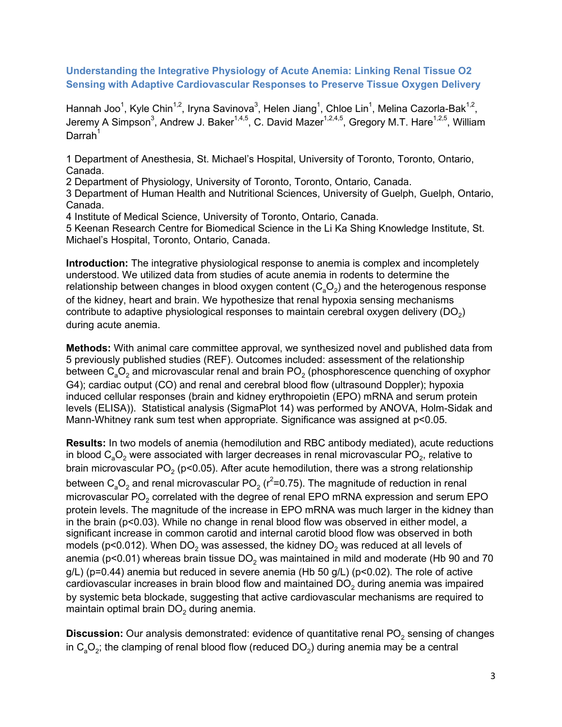## Understanding the Integrative Physiology of Acute Anemia: Linking Renal Tissue O2 Sensing with Adaptive Cardiovascular Responses to Preserve Tissue Oxygen Delivery

Hannah Joo[1], Kyle Chin[1,2], Iryna Savinova[3], Helen Jiang[1], Chloe Lin[1], Melina Cazorla-Bak[1,2], Jeremy A Simpson[3], Andrew J. Baker[1,4,5], C. David Mazer[1,2,4,5], Gregory M.T. Hare[1,2,5], William Darrah[1]

1 Department of Anesthesia, St. Michael's Hospital, University of Toronto, Toronto, Ontario, Canada.
2 Department of Physiology, University of Toronto, Toronto, Ontario, Canada.
3 Department of Human Health and Nutritional Sciences, University of Guelph, Guelph, Ontario, Canada.
4 Institute of Medical Science, University of Toronto, Ontario, Canada.
5 Keenan Research Centre for Biomedical Science in the Li Ka Shing Knowledge Institute, St. Michael's Hospital, Toronto, Ontario, Canada.

**Introduction:** The integrative physiological response to anemia is complex and incompletely understood. We utilized data from studies of acute anemia in rodents to determine the relationship between changes in blood oxygen content ($C_aO_2$) and the heterogenous response of the kidney, heart and brain. We hypothesize that renal hypoxia sensing mechanisms contribute to adaptive physiological responses to maintain cerebral oxygen delivery ($DO_2$) during acute anemia.

**Methods:** With animal care committee approval, we synthesized novel and published data from 5 previously published studies (REF). Outcomes included: assessment of the relationship between $C_aO_2$ and microvascular renal and brain $PO_2$ (phosphorescence quenching of oxyphor G4); cardiac output (CO) and renal and cerebral blood flow (ultrasound Doppler); hypoxia induced cellular responses (brain and kidney erythropoietin (EPO) mRNA and serum protein levels (ELISA)). Statistical analysis (SigmaPlot 14) was performed by ANOVA, Holm-Sidak and Mann-Whitney rank sum test when appropriate. Significance was assigned at $p<0.05$.

**Results:** In two models of anemia (hemodilution and RBC antibody mediated), acute reductions in blood $C_aO_2$ were associated with larger decreases in renal microvascular $PO_2$, relative to brain microvascular $PO_2$ ($p<0.05$). After acute hemodilution, there was a strong relationship between $C_aO_2$ and renal microvascular $PO_2$ ($r^2=0.75$). The magnitude of reduction in renal microvascular $PO_2$ correlated with the degree of renal EPO mRNA expression and serum EPO protein levels. The magnitude of the increase in EPO mRNA was much larger in the kidney than in the brain ($p<0.03$). While no change in renal blood flow was observed in either model, a significant increase in common carotid and internal carotid blood flow was observed in both models ($p<0.012$). When $DO_2$ was assessed, the kidney $DO_2$ was reduced at all levels of anemia ($p<0.01$) whereas brain tissue $DO_2$ was maintained in mild and moderate (Hb 90 and 70 g/L) ($p=0.44$) anemia but reduced in severe anemia (Hb 50 g/L) ($p<0.02$). The role of active cardiovascular increases in brain blood flow and maintained $DO_2$ during anemia was impaired by systemic beta blockade, suggesting that active cardiovascular mechanisms are required to maintain optimal brain $DO_2$ during anemia.

**Discussion:** Our analysis demonstrated: evidence of quantitative renal $PO_2$ sensing of changes in $C_aO_2$; the clamping of renal blood flow (reduced $DO_2$) during anemia may be a central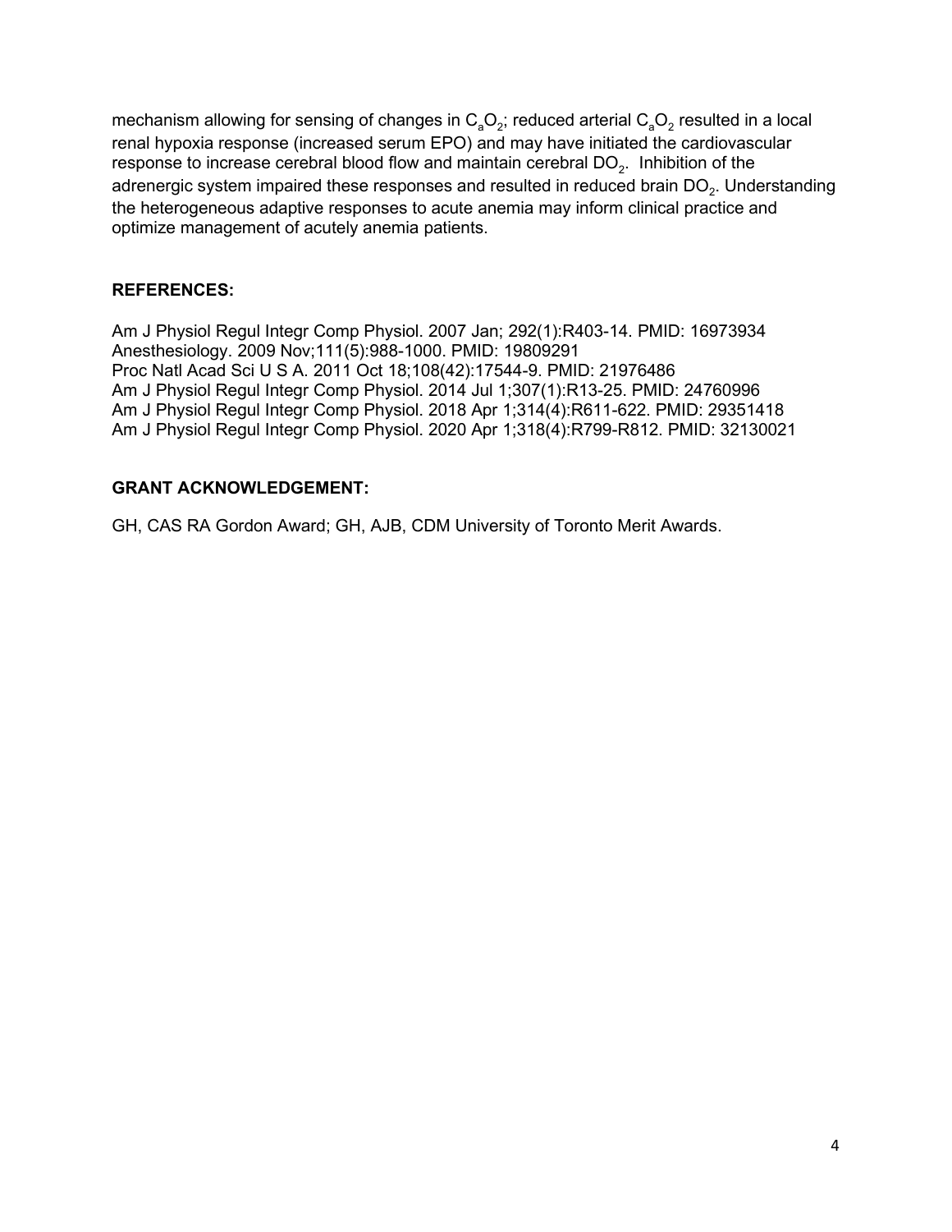mechanism allowing for sensing of changes in $C_aO_2$; reduced arterial $C_aO_2$ resulted in a local renal hypoxia response (increased serum EPO) and may have initiated the cardiovascular response to increase cerebral blood flow and maintain cerebral $DO_2$. Inhibition of the adrenergic system impaired these responses and resulted in reduced brain $DO_2$. Understanding the heterogeneous adaptive responses to acute anemia may inform clinical practice and optimize management of acutely anemia patients.

**REFERENCES:**

Am J Physiol Regul Integr Comp Physiol. 2007 Jan; 292(1):R403-14. PMID: 16973934
Anesthesiology. 2009 Nov;111(5):988-1000. PMID: 19809291
Proc Natl Acad Sci U S A. 2011 Oct 18;108(42):17544-9. PMID: 21976486
Am J Physiol Regul Integr Comp Physiol. 2014 Jul 1;307(1):R13-25. PMID: 24760996
Am J Physiol Regul Integr Comp Physiol. 2018 Apr 1;314(4):R611-622. PMID: 29351418
Am J Physiol Regul Integr Comp Physiol. 2020 Apr 1;318(4):R799-R812. PMID: 32130021

**GRANT ACKNOWLEDGEMENT:**

GH, CAS RA Gordon Award; GH, AJB, CDM University of Toronto Merit Awards.